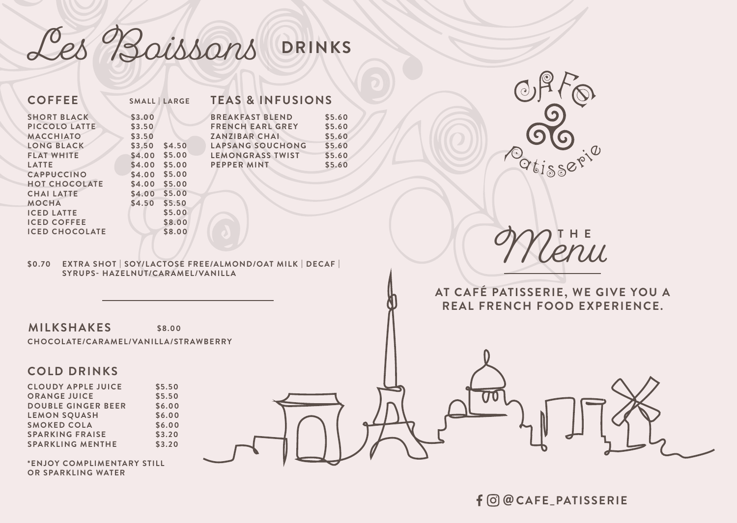# Les Boissons DRINKS

## COFFEE

| COFFEE | SMALL | LARGE |
| --- | --- | --- |
| SHORT BLACK | $3.00 | |
| PICCOLO LATTE | $3.50 | |
| MACCHIATO | $3.50 | |
| LONG BLACK | $3.50 | $4.50 |
| FLAT WHITE | $4.00 | $5.00 |
| LATTE | $4.00 | $5.00 |
| CAPPUCCINO | $4.00 | $5.00 |
| HOT CHOCOLATE | $4.00 | $5.00 |
| CHAI LATTE | $4.00 | $5.00 |
| MOCHA | $4.50 | $5.50 |
| ICED LATTE | | $5.00 |
| ICED COFFEE | | $8.00 |
| ICED CHOCOLATE | | $8.00 |

## TEAS & INFUSIONS

| TEAS & INFUSIONS | |
| --- | --- |
| BREAKFAST BLEND | $5.60 |
| FRENCH EARL GREY | $5.60 |
| ZANZIBAR CHAI | $5.60 |
| LAPSANG SOUCHONG | $5.60 |
| LEMONGRASS TWIST | $5.60 |
| PEPPER MINT | $5.60 |

$0.70 EXTRA SHOT | SOY/LACTOSE FREE/ALMOND/OAT MILK | DECAF | SYRUPS- HAZELNUT/CARAMEL/VANILLA

---

## MILKSHAKES $8.00

CHOCOLATE/CARAMEL/VANILLA/STRAWBERRY

## COLD DRINKS

| COLD DRINKS | |
| --- | --- |
| CLOUDY APPLE JUICE | $5.50 |
| ORANGE JUICE | $5.50 |
| DOUBLE GINGER BEER | $6.00 |
| LEMON SQUASH | $6.00 |
| SMOKED COLA | $6.00 |
| SPARKING FRAISE | $3.20 |
| SPARKLING MENTHE | $3.20 |

*ENJOY COMPLIMENTARY STILL OR SPARKLING WATER

CAFE Patisserie

# THE Menu

AT CAFÉ PATISSERIE, WE GIVE YOU A REAL FRENCH FOOD EXPERIENCE.

@CAFE_PATISSERIE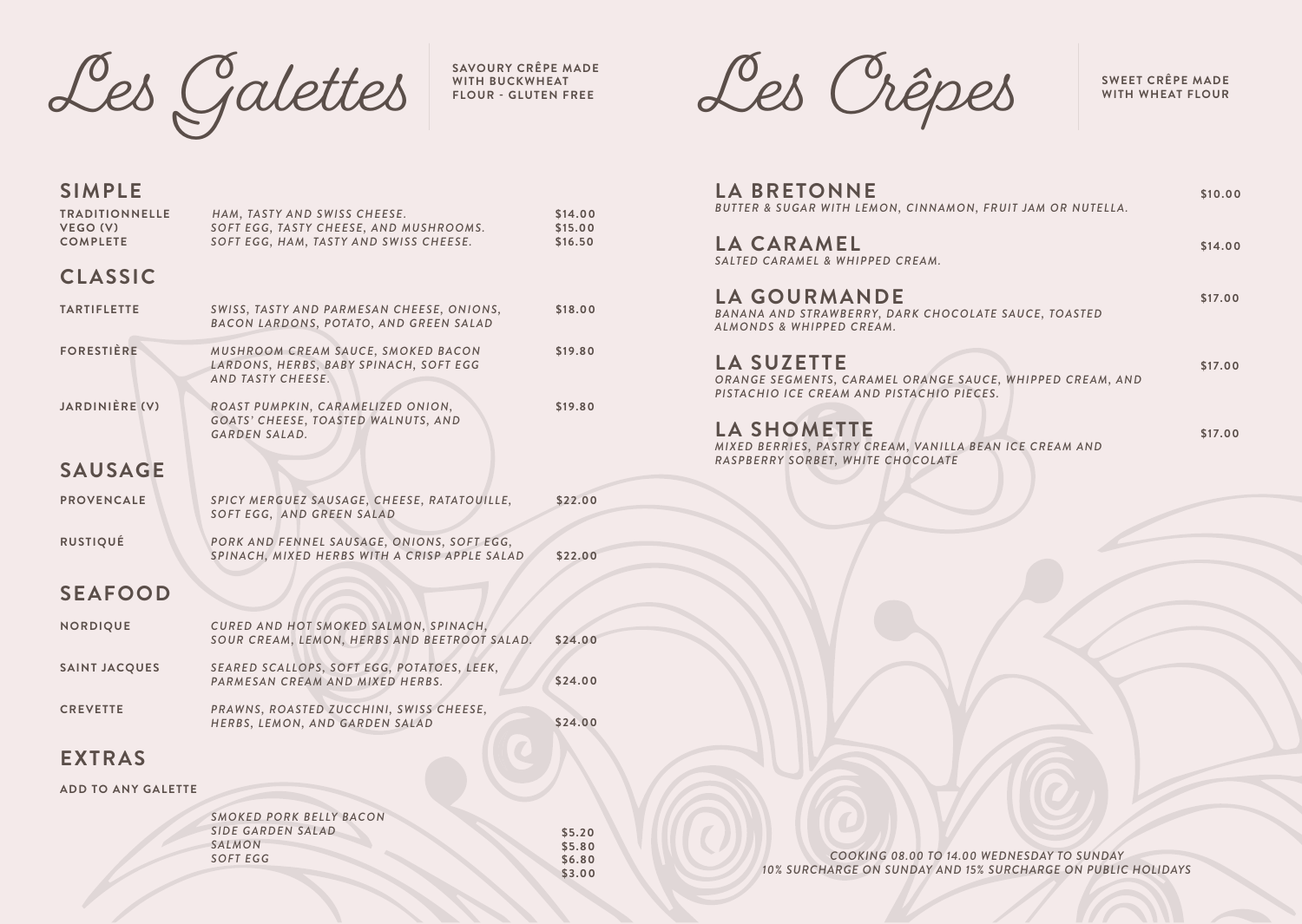# Les Galettes

**SAVOURY CRÊPE MADE WITH BUCKWHEAT FLOUR - GLUTEN FREE**

## SIMPLE

| | | |
|---|---|---|
| **TRADITIONNELLE** | *HAM, TASTY AND SWISS CHEESE.* | $14.00 |
| **VEGO (V)** | *SOFT EGG, TASTY CHEESE, AND MUSHROOMS.* | $15.00 |
| **COMPLETE** | *SOFT EGG, HAM, TASTY AND SWISS CHEESE.* | $16.50 |

## CLASSIC

| | | |
|---|---|---|
| **TARTIFLETTE** | *SWISS, TASTY AND PARMESAN CHEESE, ONIONS, BACON LARDONS, POTATO, AND GREEN SALAD* | $18.00 |
| **FORESTIÈRE** | *MUSHROOM CREAM SAUCE, SMOKED BACON LARDONS, HERBS, BABY SPINACH, SOFT EGG AND TASTY CHEESE.* | $19.80 |
| **JARDINIÈRE (V)** | *ROAST PUMPKIN, CARAMELIZED ONION, GOATS' CHEESE, TOASTED WALNUTS, AND GARDEN SALAD.* | $19.80 |

## SAUSAGE

| | | |
|---|---|---|
| **PROVENCALE** | *SPICY MERGUEZ SAUSAGE, CHEESE, RATATOUILLE, SOFT EGG, AND GREEN SALAD* | $22.00 |
| **RUSTIQUÉ** | *PORK AND FENNEL SAUSAGE, ONIONS, SOFT EGG, SPINACH, MIXED HERBS WITH A CRISP APPLE SALAD* | $22.00 |

## SEAFOOD

| | | |
|---|---|---|
| **NORDIQUE** | *CURED AND HOT SMOKED SALMON, SPINACH, SOUR CREAM, LEMON, HERBS AND BEETROOT SALAD.* | $24.00 |
| **SAINT JACQUES** | *SEARED SCALLOPS, SOFT EGG, POTATOES, LEEK, PARMESAN CREAM AND MIXED HERBS.* | $24.00 |
| **CREVETTE** | *PRAWNS, ROASTED ZUCCHINI, SWISS CHEESE, HERBS, LEMON, AND GARDEN SALAD* | $24.00 |

## EXTRAS

**ADD TO ANY GALETTE**

| | |
|---|---|
| *SMOKED PORK BELLY BACON* | $5.20 |
| *SIDE GARDEN SALAD* | $5.80 |
| *SALMON* | $6.80 |
| *SOFT EGG* | $3.00 |

# Les Crêpes

**SWEET CRÊPE MADE WITH WHEAT FLOUR**

## LA BRETONNE — $10.00
*BUTTER & SUGAR WITH LEMON, CINNAMON, FRUIT JAM OR NUTELLA.*

## LA CARAMEL — $14.00
*SALTED CARAMEL & WHIPPED CREAM.*

## LA GOURMANDE — $17.00
*BANANA AND STRAWBERRY, DARK CHOCOLATE SAUCE, TOASTED ALMONDS & WHIPPED CREAM.*

## LA SUZETTE — $17.00
*ORANGE SEGMENTS, CARAMEL ORANGE SAUCE, WHIPPED CREAM, AND PISTACHIO ICE CREAM AND PISTACHIO PIECES.*

## LA SHOMETTE — $17.00
*MIXED BERRIES, PASTRY CREAM, VANILLA BEAN ICE CREAM AND RASPBERRY SORBET, WHITE CHOCOLATE*

*COOKING 08.00 TO 14.00 WEDNESDAY TO SUNDAY*
*10% SURCHARGE ON SUNDAY AND 15% SURCHARGE ON PUBLIC HOLIDAYS*